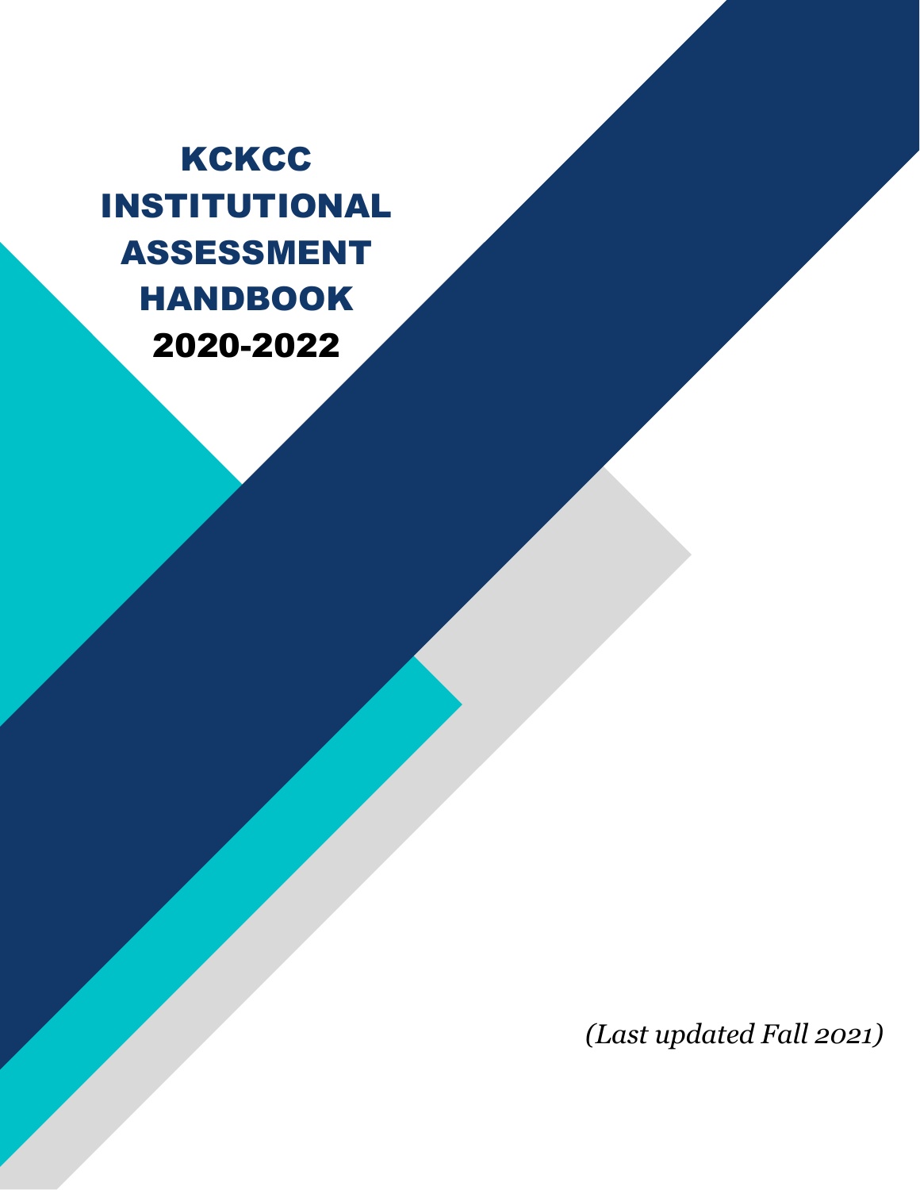# KCKCC INSTITUTIONAL ASSESSMENT HANDBOOK 2020-2022

*(Last updated Fall 2021)*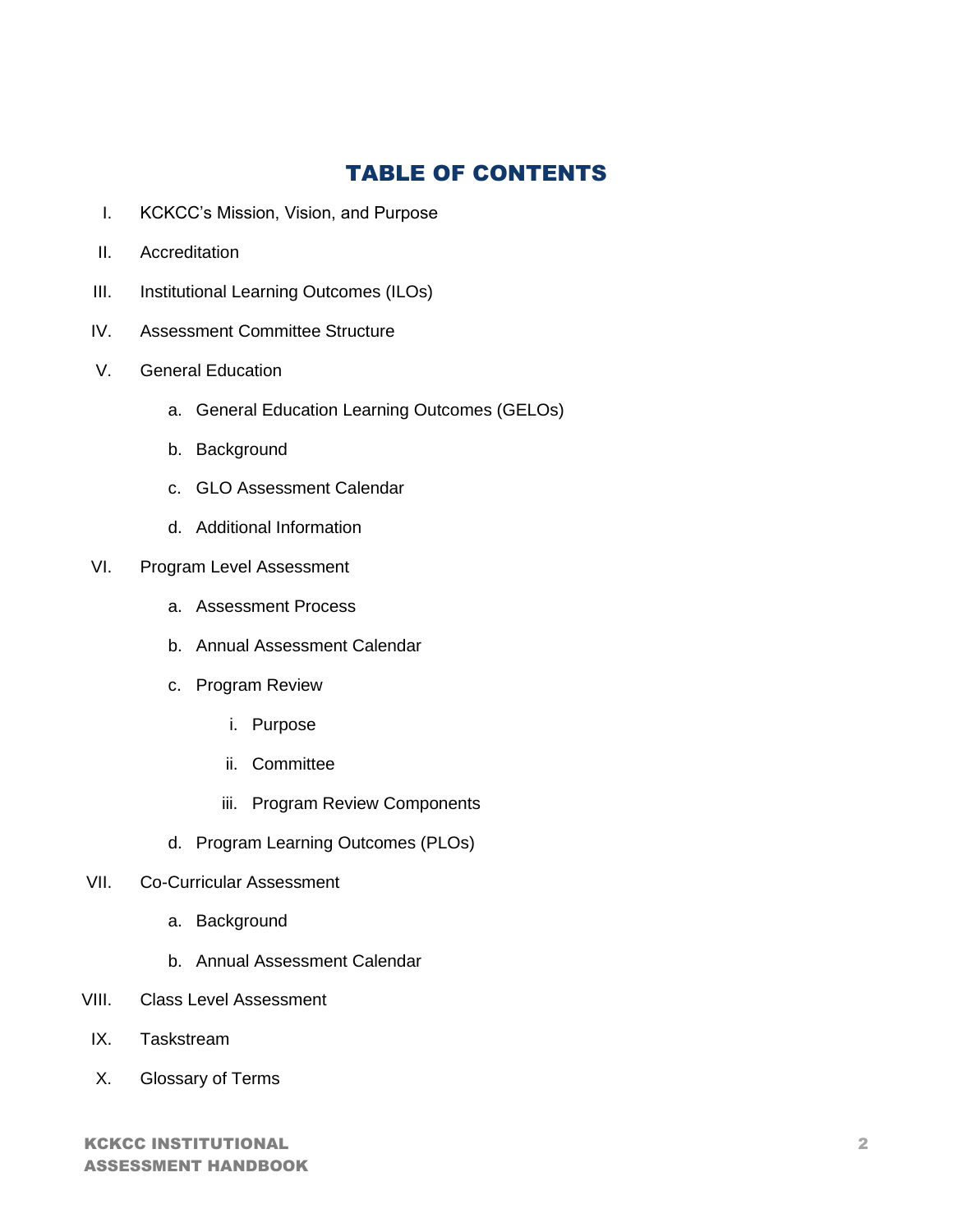# TABLE OF CONTENTS

I. KCKCC's Mission, Vision, and Purpose

II. Accreditation

III. Institutional Learning Outcomes (ILOs)

IV. Assessment Committee Structure

V. General Education

- a. General Education Learning Outcomes (GELOs)
- b. Background
- c. GLO Assessment Calendar
- d. Additional Information

VI. Program Level Assessment

- a. Assessment Process
- b. Annual Assessment Calendar
- c. Program Review
    - i. Purpose
    - ii. Committee
    - iii. Program Review Components
- d. Program Learning Outcomes (PLOs)

VII. Co-Curricular Assessment

- a. Background
- b. Annual Assessment Calendar

VIII. Class Level Assessment

IX. Taskstream

X. Glossary of Terms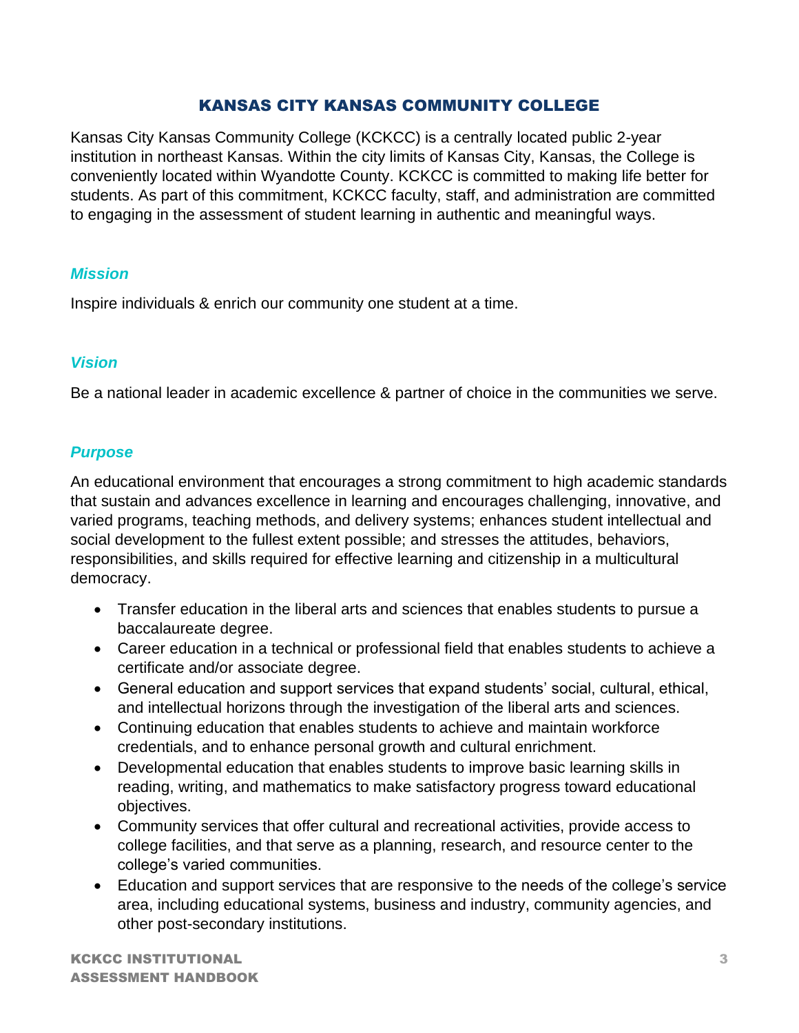# KANSAS CITY KANSAS COMMUNITY COLLEGE

Kansas City Kansas Community College (KCKCC) is a centrally located public 2-year institution in northeast Kansas. Within the city limits of Kansas City, Kansas, the College is conveniently located within Wyandotte County. KCKCC is committed to making life better for students. As part of this commitment, KCKCC faculty, staff, and administration are committed to engaging in the assessment of student learning in authentic and meaningful ways.

### *Mission*

Inspire individuals & enrich our community one student at a time.

### *Vision*

Be a national leader in academic excellence & partner of choice in the communities we serve.

### *Purpose*

An educational environment that encourages a strong commitment to high academic standards that sustain and advances excellence in learning and encourages challenging, innovative, and varied programs, teaching methods, and delivery systems; enhances student intellectual and social development to the fullest extent possible; and stresses the attitudes, behaviors, responsibilities, and skills required for effective learning and citizenship in a multicultural democracy.

- Transfer education in the liberal arts and sciences that enables students to pursue a baccalaureate degree.
- Career education in a technical or professional field that enables students to achieve a certificate and/or associate degree.
- General education and support services that expand students' social, cultural, ethical, and intellectual horizons through the investigation of the liberal arts and sciences.
- Continuing education that enables students to achieve and maintain workforce credentials, and to enhance personal growth and cultural enrichment.
- Developmental education that enables students to improve basic learning skills in reading, writing, and mathematics to make satisfactory progress toward educational objectives.
- Community services that offer cultural and recreational activities, provide access to college facilities, and that serve as a planning, research, and resource center to the college's varied communities.
- Education and support services that are responsive to the needs of the college's service area, including educational systems, business and industry, community agencies, and other post-secondary institutions.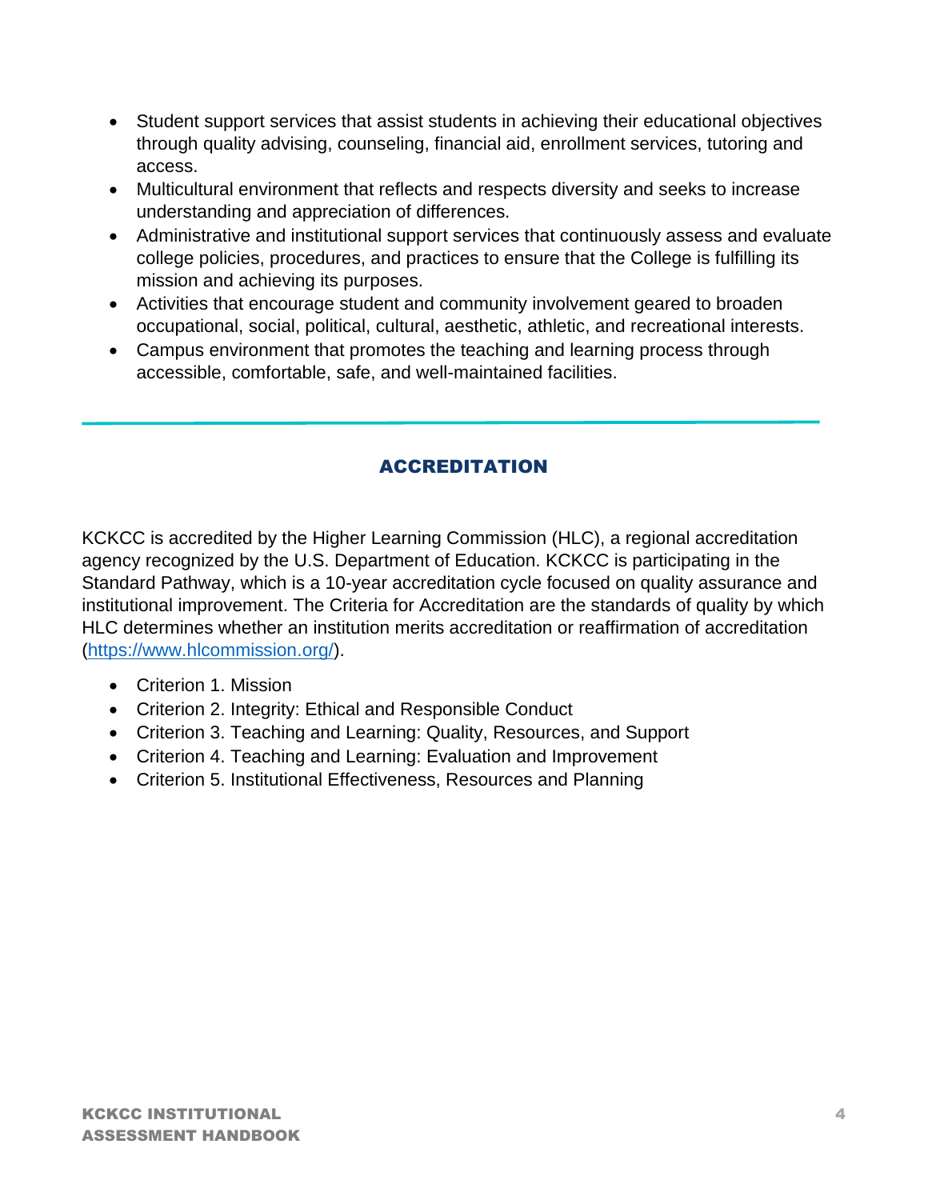- Student support services that assist students in achieving their educational objectives through quality advising, counseling, financial aid, enrollment services, tutoring and access.
- Multicultural environment that reflects and respects diversity and seeks to increase understanding and appreciation of differences.
- Administrative and institutional support services that continuously assess and evaluate college policies, procedures, and practices to ensure that the College is fulfilling its mission and achieving its purposes.
- Activities that encourage student and community involvement geared to broaden occupational, social, political, cultural, aesthetic, athletic, and recreational interests.
- Campus environment that promotes the teaching and learning process through accessible, comfortable, safe, and well-maintained facilities.

---

## ACCREDITATION

KCKCC is accredited by the Higher Learning Commission (HLC), a regional accreditation agency recognized by the U.S. Department of Education. KCKCC is participating in the Standard Pathway, which is a 10-year accreditation cycle focused on quality assurance and institutional improvement. The Criteria for Accreditation are the standards of quality by which HLC determines whether an institution merits accreditation or reaffirmation of accreditation (https://www.hlcommission.org/).

- Criterion 1. Mission
- Criterion 2. Integrity: Ethical and Responsible Conduct
- Criterion 3. Teaching and Learning: Quality, Resources, and Support
- Criterion 4. Teaching and Learning: Evaluation and Improvement
- Criterion 5. Institutional Effectiveness, Resources and Planning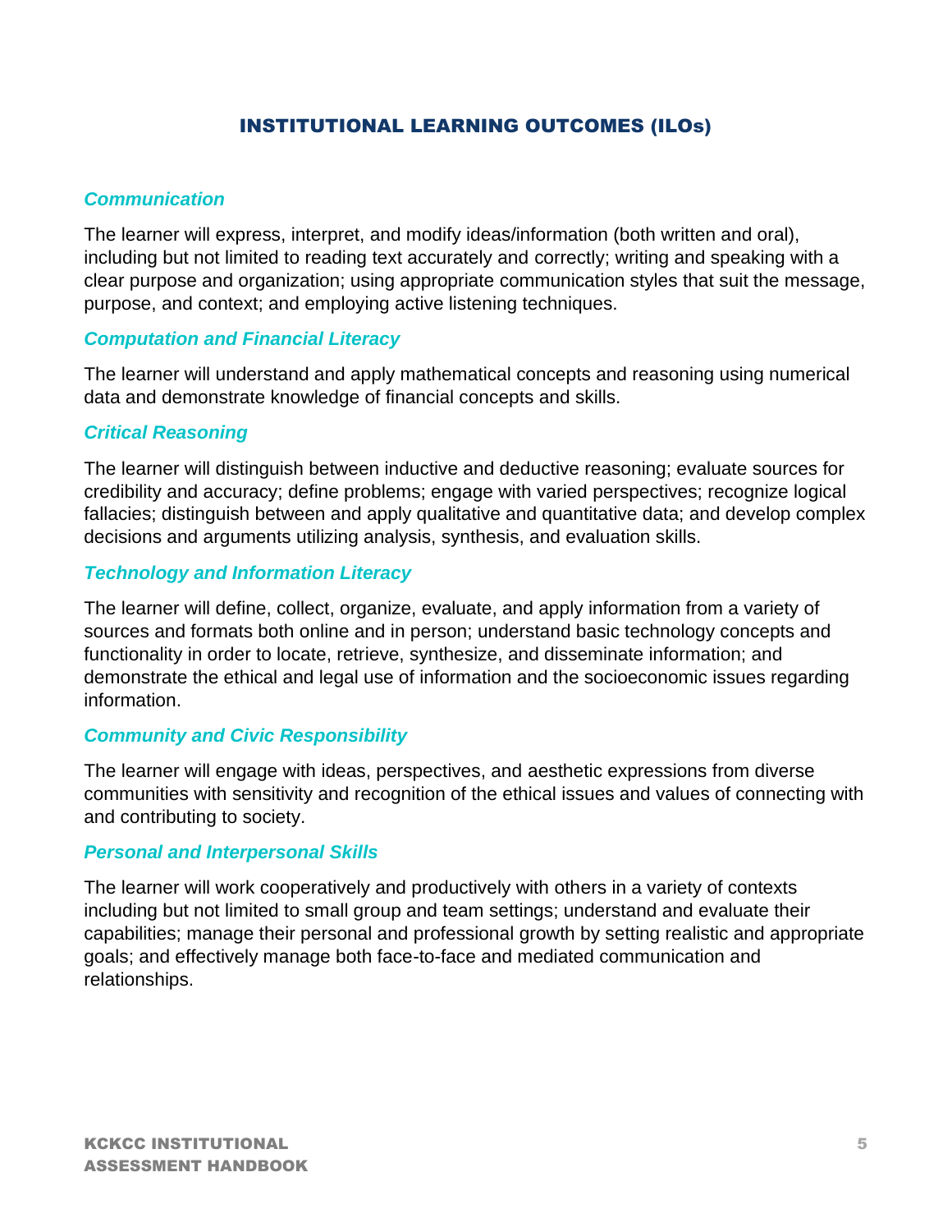# INSTITUTIONAL LEARNING OUTCOMES (ILOs)

### *Communication*

The learner will express, interpret, and modify ideas/information (both written and oral), including but not limited to reading text accurately and correctly; writing and speaking with a clear purpose and organization; using appropriate communication styles that suit the message, purpose, and context; and employing active listening techniques.

### *Computation and Financial Literacy*

The learner will understand and apply mathematical concepts and reasoning using numerical data and demonstrate knowledge of financial concepts and skills.

### *Critical Reasoning*

The learner will distinguish between inductive and deductive reasoning; evaluate sources for credibility and accuracy; define problems; engage with varied perspectives; recognize logical fallacies; distinguish between and apply qualitative and quantitative data; and develop complex decisions and arguments utilizing analysis, synthesis, and evaluation skills.

### *Technology and Information Literacy*

The learner will define, collect, organize, evaluate, and apply information from a variety of sources and formats both online and in person; understand basic technology concepts and functionality in order to locate, retrieve, synthesize, and disseminate information; and demonstrate the ethical and legal use of information and the socioeconomic issues regarding information.

### *Community and Civic Responsibility*

The learner will engage with ideas, perspectives, and aesthetic expressions from diverse communities with sensitivity and recognition of the ethical issues and values of connecting with and contributing to society.

### *Personal and Interpersonal Skills*

The learner will work cooperatively and productively with others in a variety of contexts including but not limited to small group and team settings; understand and evaluate their capabilities; manage their personal and professional growth by setting realistic and appropriate goals; and effectively manage both face-to-face and mediated communication and relationships.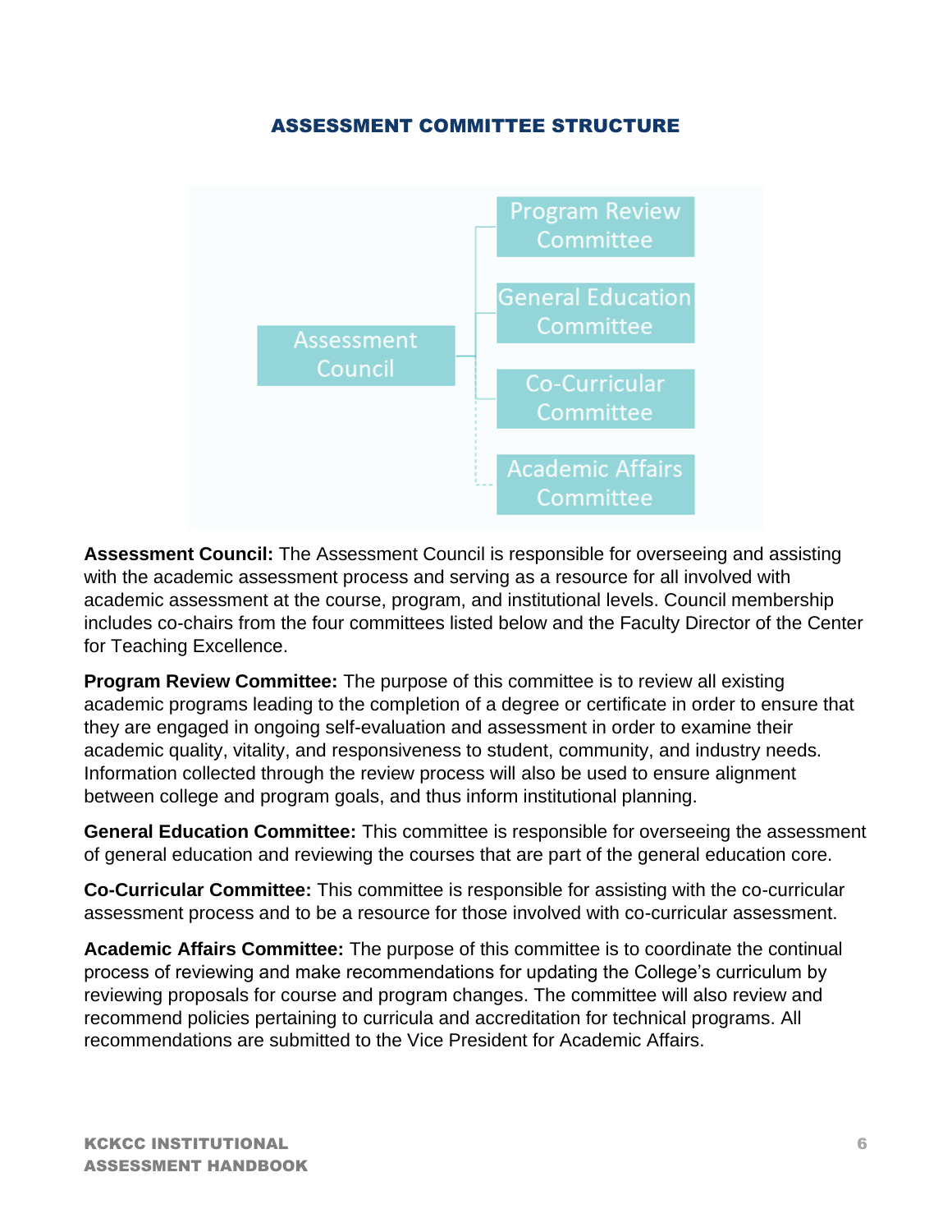## ASSESSMENT COMMITTEE STRUCTURE

- Assessment Council
  - Program Review Committee
  - General Education Committee
  - Co-Curricular Committee
  - Academic Affairs Committee

**Assessment Council:** The Assessment Council is responsible for overseeing and assisting with the academic assessment process and serving as a resource for all involved with academic assessment at the course, program, and institutional levels. Council membership includes co-chairs from the four committees listed below and the Faculty Director of the Center for Teaching Excellence.

**Program Review Committee:** The purpose of this committee is to review all existing academic programs leading to the completion of a degree or certificate in order to ensure that they are engaged in ongoing self-evaluation and assessment in order to examine their academic quality, vitality, and responsiveness to student, community, and industry needs. Information collected through the review process will also be used to ensure alignment between college and program goals, and thus inform institutional planning.

**General Education Committee:** This committee is responsible for overseeing the assessment of general education and reviewing the courses that are part of the general education core.

**Co-Curricular Committee:** This committee is responsible for assisting with the co-curricular assessment process and to be a resource for those involved with co-curricular assessment.

**Academic Affairs Committee:** The purpose of this committee is to coordinate the continual process of reviewing and make recommendations for updating the College's curriculum by reviewing proposals for course and program changes. The committee will also review and recommend policies pertaining to curricula and accreditation for technical programs. All recommendations are submitted to the Vice President for Academic Affairs.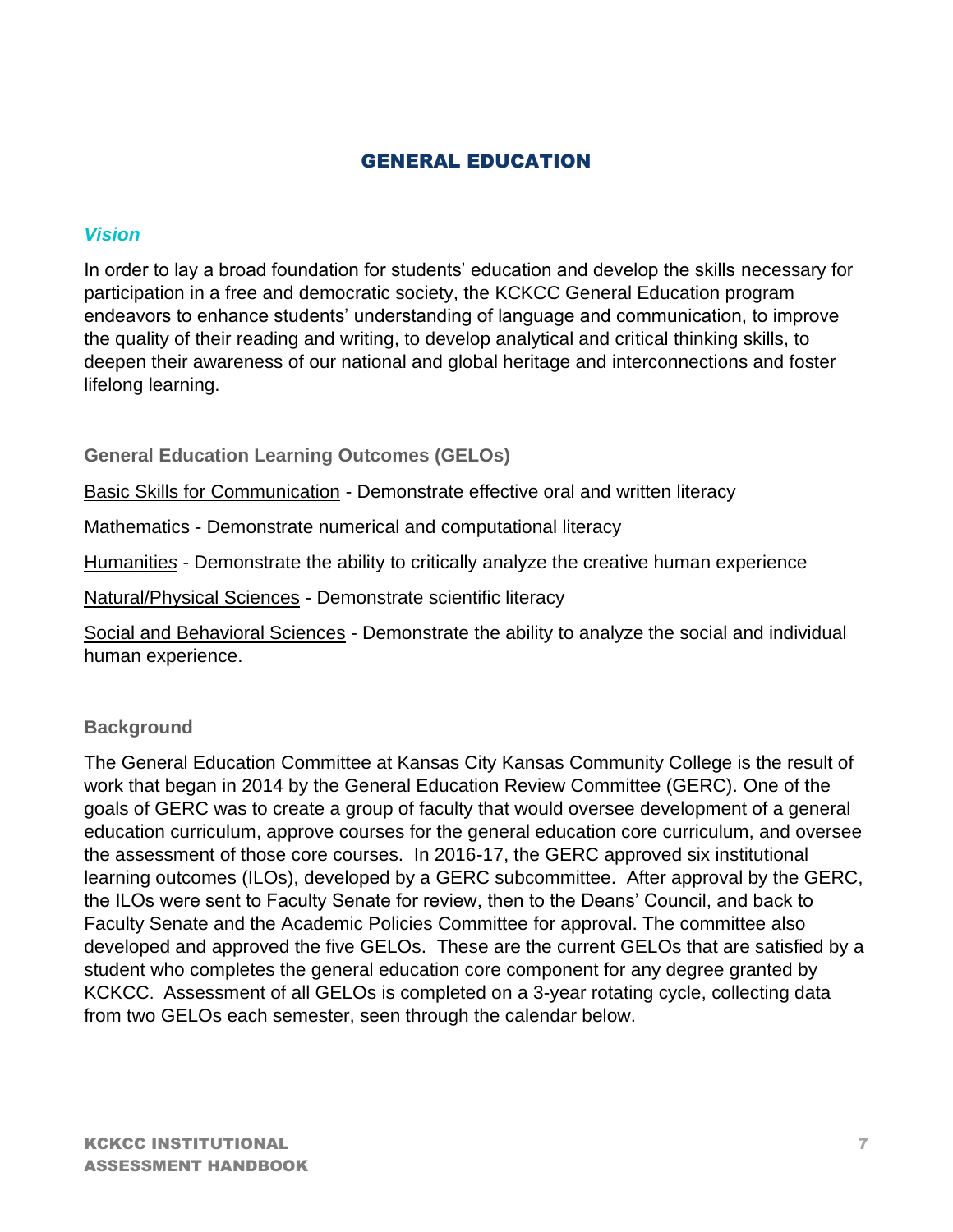# GENERAL EDUCATION

### *Vision*

In order to lay a broad foundation for students' education and develop the skills necessary for participation in a free and democratic society, the KCKCC General Education program endeavors to enhance students' understanding of language and communication, to improve the quality of their reading and writing, to develop analytical and critical thinking skills, to deepen their awareness of our national and global heritage and interconnections and foster lifelong learning.

### General Education Learning Outcomes (GELOs)

Basic Skills for Communication - Demonstrate effective oral and written literacy

Mathematics - Demonstrate numerical and computational literacy

Humanities - Demonstrate the ability to critically analyze the creative human experience

Natural/Physical Sciences - Demonstrate scientific literacy

Social and Behavioral Sciences - Demonstrate the ability to analyze the social and individual human experience.

### Background

The General Education Committee at Kansas City Kansas Community College is the result of work that began in 2014 by the General Education Review Committee (GERC). One of the goals of GERC was to create a group of faculty that would oversee development of a general education curriculum, approve courses for the general education core curriculum, and oversee the assessment of those core courses. In 2016-17, the GERC approved six institutional learning outcomes (ILOs), developed by a GERC subcommittee. After approval by the GERC, the ILOs were sent to Faculty Senate for review, then to the Deans' Council, and back to Faculty Senate and the Academic Policies Committee for approval. The committee also developed and approved the five GELOs. These are the current GELOs that are satisfied by a student who completes the general education core component for any degree granted by KCKCC. Assessment of all GELOs is completed on a 3-year rotating cycle, collecting data from two GELOs each semester, seen through the calendar below.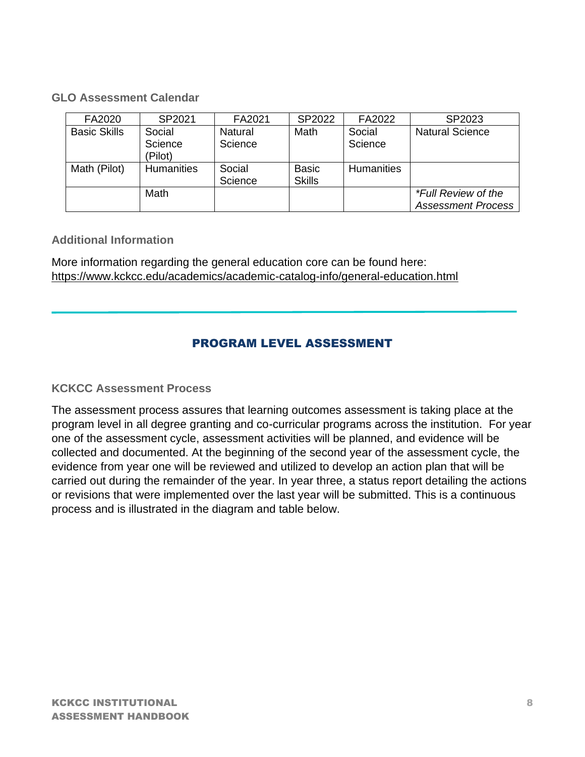### GLO Assessment Calendar

| FA2020 | SP2021 | FA2021 | SP2022 | FA2022 | SP2023 |
|---|---|---|---|---|---|
| Basic Skills | Social Science (Pilot) | Natural Science | Math | Social Science | Natural Science |
| Math (Pilot) | Humanities | Social Science | Basic Skills | Humanities | |
| | Math | | | | *\*Full Review of the Assessment Process* |

### Additional Information

More information regarding the general education core can be found here: https://www.kckcc.edu/academics/academic-catalog-info/general-education.html

---

## PROGRAM LEVEL ASSESSMENT

### KCKCC Assessment Process

The assessment process assures that learning outcomes assessment is taking place at the program level in all degree granting and co-curricular programs across the institution. For year one of the assessment cycle, assessment activities will be planned, and evidence will be collected and documented. At the beginning of the second year of the assessment cycle, the evidence from year one will be reviewed and utilized to develop an action plan that will be carried out during the remainder of the year. In year three, a status report detailing the actions or revisions that were implemented over the last year will be submitted. This is a continuous process and is illustrated in the diagram and table below.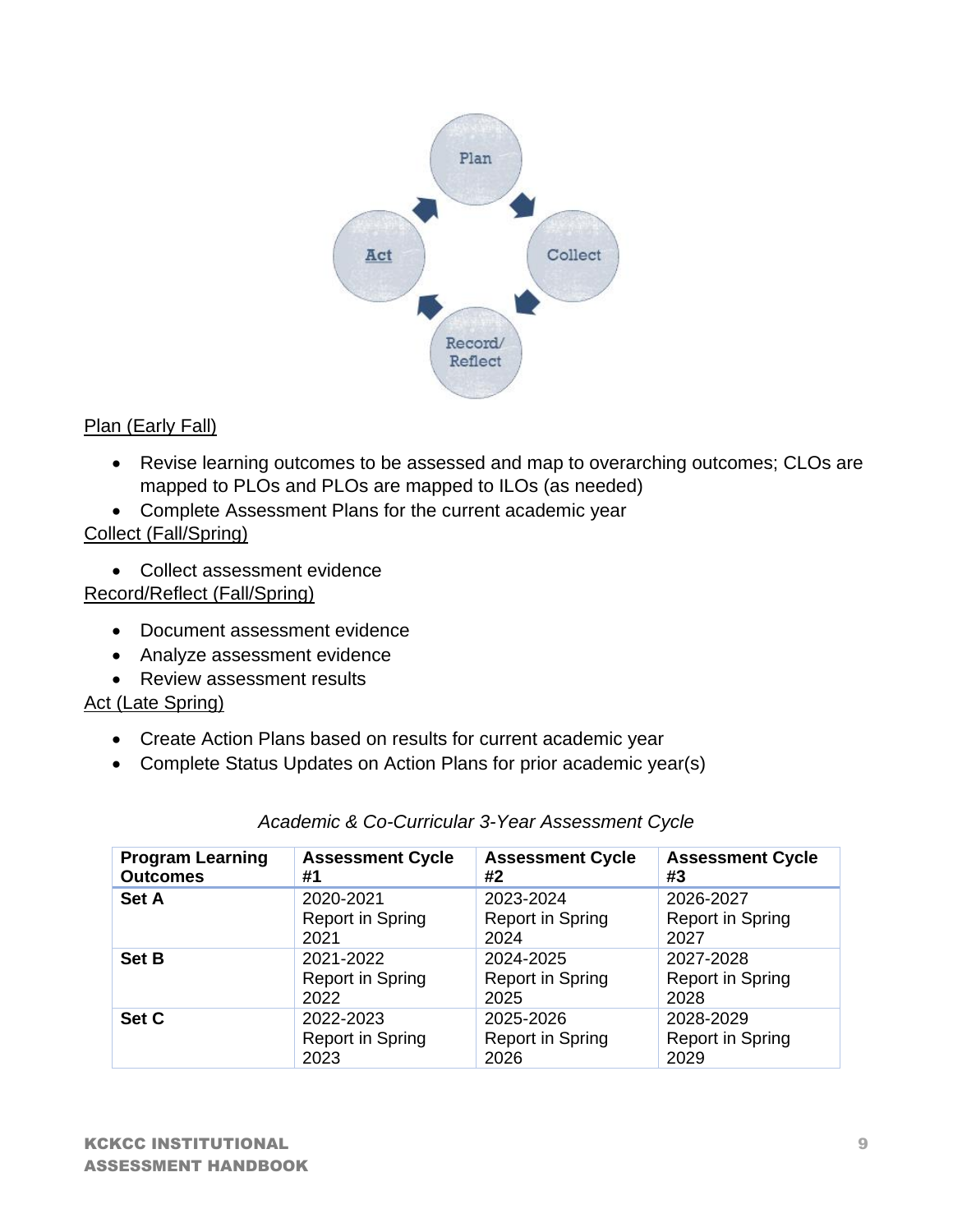Plan

Collect

Record/Reflect

Act

Plan (Early Fall)

- Revise learning outcomes to be assessed and map to overarching outcomes; CLOs are mapped to PLOs and PLOs are mapped to ILOs (as needed)
- Complete Assessment Plans for the current academic year

Collect (Fall/Spring)

- Collect assessment evidence

Record/Reflect (Fall/Spring)

- Document assessment evidence
- Analyze assessment evidence
- Review assessment results

Act (Late Spring)

- Create Action Plans based on results for current academic year
- Complete Status Updates on Action Plans for prior academic year(s)

*Academic & Co-Curricular 3-Year Assessment Cycle*

| Program Learning Outcomes | Assessment Cycle #1 | Assessment Cycle #2 | Assessment Cycle #3 |
|---|---|---|---|
| **Set A** | 2020-2021 Report in Spring 2021 | 2023-2024 Report in Spring 2024 | 2026-2027 Report in Spring 2027 |
| **Set B** | 2021-2022 Report in Spring 2022 | 2024-2025 Report in Spring 2025 | 2027-2028 Report in Spring 2028 |
| **Set C** | 2022-2023 Report in Spring 2023 | 2025-2026 Report in Spring 2026 | 2028-2029 Report in Spring 2029 |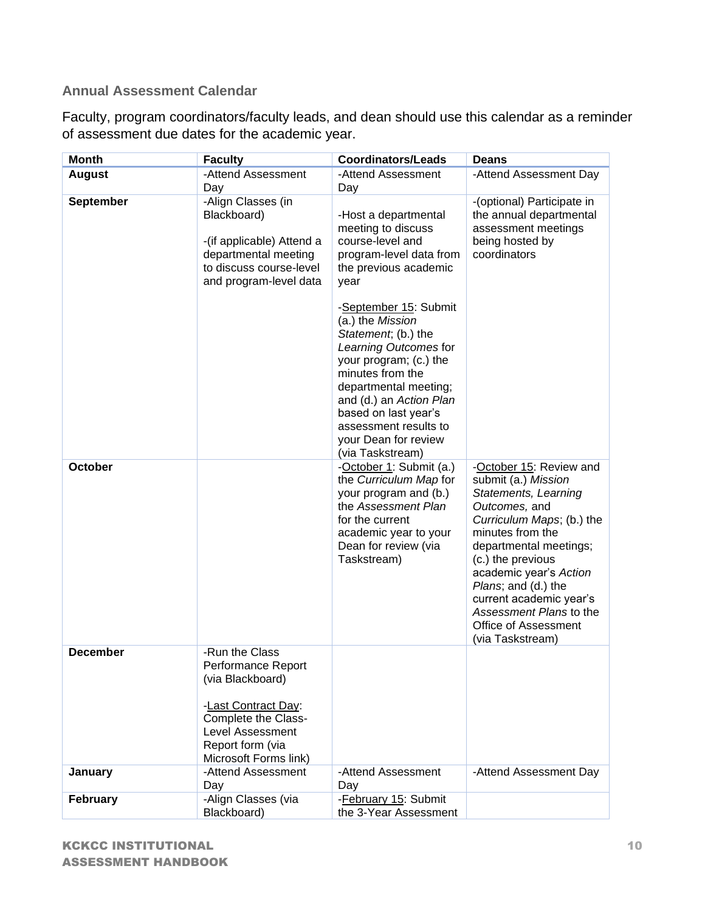### Annual Assessment Calendar

Faculty, program coordinators/faculty leads, and dean should use this calendar as a reminder of assessment due dates for the academic year.

| Month | Faculty | Coordinators/Leads | Deans |
|---|---|---|---|
| **August** | -Attend Assessment Day | -Attend Assessment Day | -Attend Assessment Day |
| **September** | -Align Classes (in Blackboard)<br><br>-(if applicable) Attend a departmental meeting to discuss course-level and program-level data | -Host a departmental meeting to discuss course-level and program-level data from the previous academic year<br><br>-<u>September 15</u>: Submit (a.) the *Mission Statement*; (b.) the *Learning Outcomes* for your program; (c.) the minutes from the departmental meeting; and (d.) an *Action Plan* based on last year's assessment results to your Dean for review (via Taskstream) | -(optional) Participate in the annual departmental assessment meetings being hosted by coordinators |
| **October** | | -<u>October 1</u>: Submit (a.) the *Curriculum Map* for your program and (b.) the *Assessment Plan* for the current academic year to your Dean for review (via Taskstream) | -<u>October 15</u>: Review and submit (a.) *Mission Statements, Learning Outcomes,* and *Curriculum Maps*; (b.) the minutes from the departmental meetings; (c.) the previous academic year's *Action Plans*; and (d.) the current academic year's *Assessment Plans* to the Office of Assessment (via Taskstream) |
| **December** | -Run the Class Performance Report (via Blackboard)<br><br>-<u>Last Contract Day</u>: Complete the Class-Level Assessment Report form (via Microsoft Forms link) | | |
| **January** | -Attend Assessment Day | -Attend Assessment Day | -Attend Assessment Day |
| **February** | -Align Classes (via Blackboard) | -<u>February 15</u>: Submit the 3-Year Assessment | |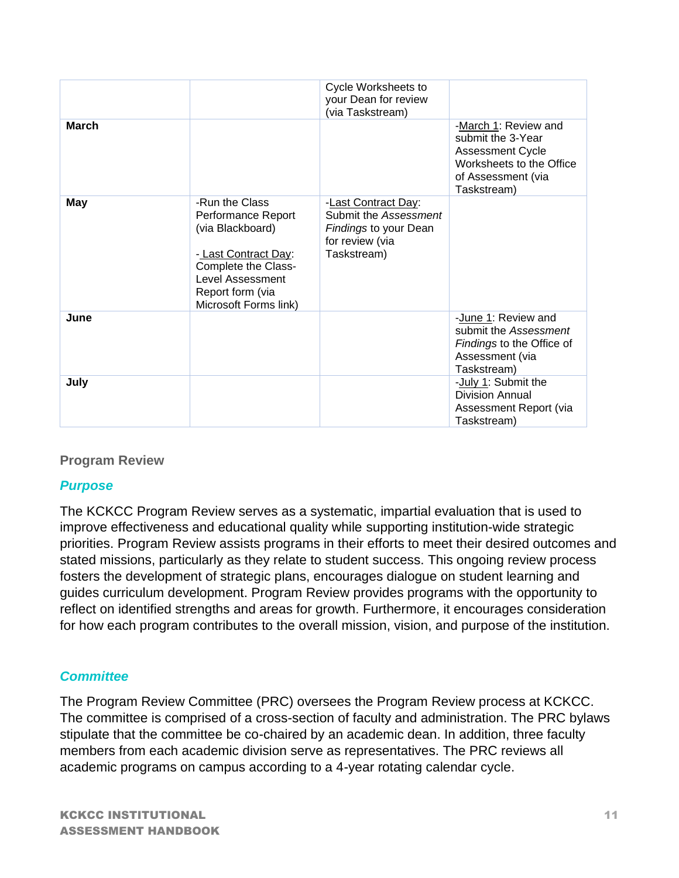| | | | |
|---|---|---|---|
| | | Cycle Worksheets to your Dean for review (via Taskstream) | |
| **March** | | | -March 1: Review and submit the 3-Year Assessment Cycle Worksheets to the Office of Assessment (via Taskstream) |
| **May** | -Run the Class Performance Report (via Blackboard)<br><br>- Last Contract Day: Complete the Class-Level Assessment Report form (via Microsoft Forms link) | -Last Contract Day: Submit the *Assessment Findings* to your Dean for review (via Taskstream) | |
| **June** | | | -June 1: Review and submit the *Assessment Findings* to the Office of Assessment (via Taskstream) |
| **July** | | | -July 1: Submit the Division Annual Assessment Report (via Taskstream) |

## Program Review

### *Purpose*

The KCKCC Program Review serves as a systematic, impartial evaluation that is used to improve effectiveness and educational quality while supporting institution-wide strategic priorities. Program Review assists programs in their efforts to meet their desired outcomes and stated missions, particularly as they relate to student success. This ongoing review process fosters the development of strategic plans, encourages dialogue on student learning and guides curriculum development. Program Review provides programs with the opportunity to reflect on identified strengths and areas for growth. Furthermore, it encourages consideration for how each program contributes to the overall mission, vision, and purpose of the institution.

### *Committee*

The Program Review Committee (PRC) oversees the Program Review process at KCKCC. The committee is comprised of a cross-section of faculty and administration. The PRC bylaws stipulate that the committee be co-chaired by an academic dean. In addition, three faculty members from each academic division serve as representatives. The PRC reviews all academic programs on campus according to a 4-year rotating calendar cycle.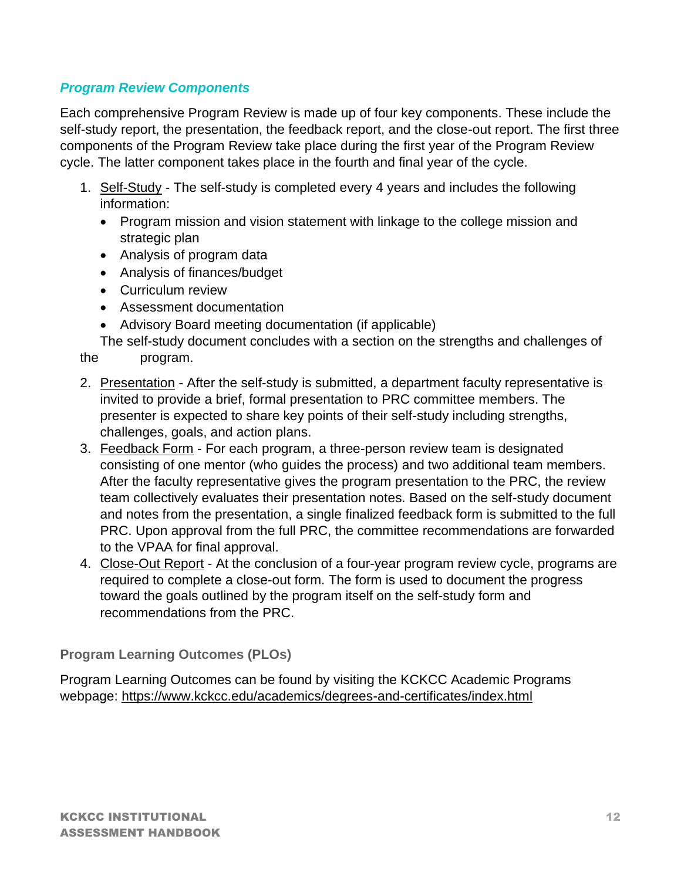### *Program Review Components*

Each comprehensive Program Review is made up of four key components. These include the self-study report, the presentation, the feedback report, and the close-out report. The first three components of the Program Review take place during the first year of the Program Review cycle. The latter component takes place in the fourth and final year of the cycle.

1. Self-Study - The self-study is completed every 4 years and includes the following information:
   - Program mission and vision statement with linkage to the college mission and strategic plan
   - Analysis of program data
   - Analysis of finances/budget
   - Curriculum review
   - Assessment documentation
   - Advisory Board meeting documentation (if applicable)

   The self-study document concludes with a section on the strengths and challenges of the program.
2. Presentation - After the self-study is submitted, a department faculty representative is invited to provide a brief, formal presentation to PRC committee members. The presenter is expected to share key points of their self-study including strengths, challenges, goals, and action plans.
3. Feedback Form - For each program, a three-person review team is designated consisting of one mentor (who guides the process) and two additional team members. After the faculty representative gives the program presentation to the PRC, the review team collectively evaluates their presentation notes. Based on the self-study document and notes from the presentation, a single finalized feedback form is submitted to the full PRC. Upon approval from the full PRC, the committee recommendations are forwarded to the VPAA for final approval.
4. Close-Out Report - At the conclusion of a four-year program review cycle, programs are required to complete a close-out form. The form is used to document the progress toward the goals outlined by the program itself on the self-study form and recommendations from the PRC.

#### Program Learning Outcomes (PLOs)

Program Learning Outcomes can be found by visiting the KCKCC Academic Programs webpage: https://www.kckcc.edu/academics/degrees-and-certificates/index.html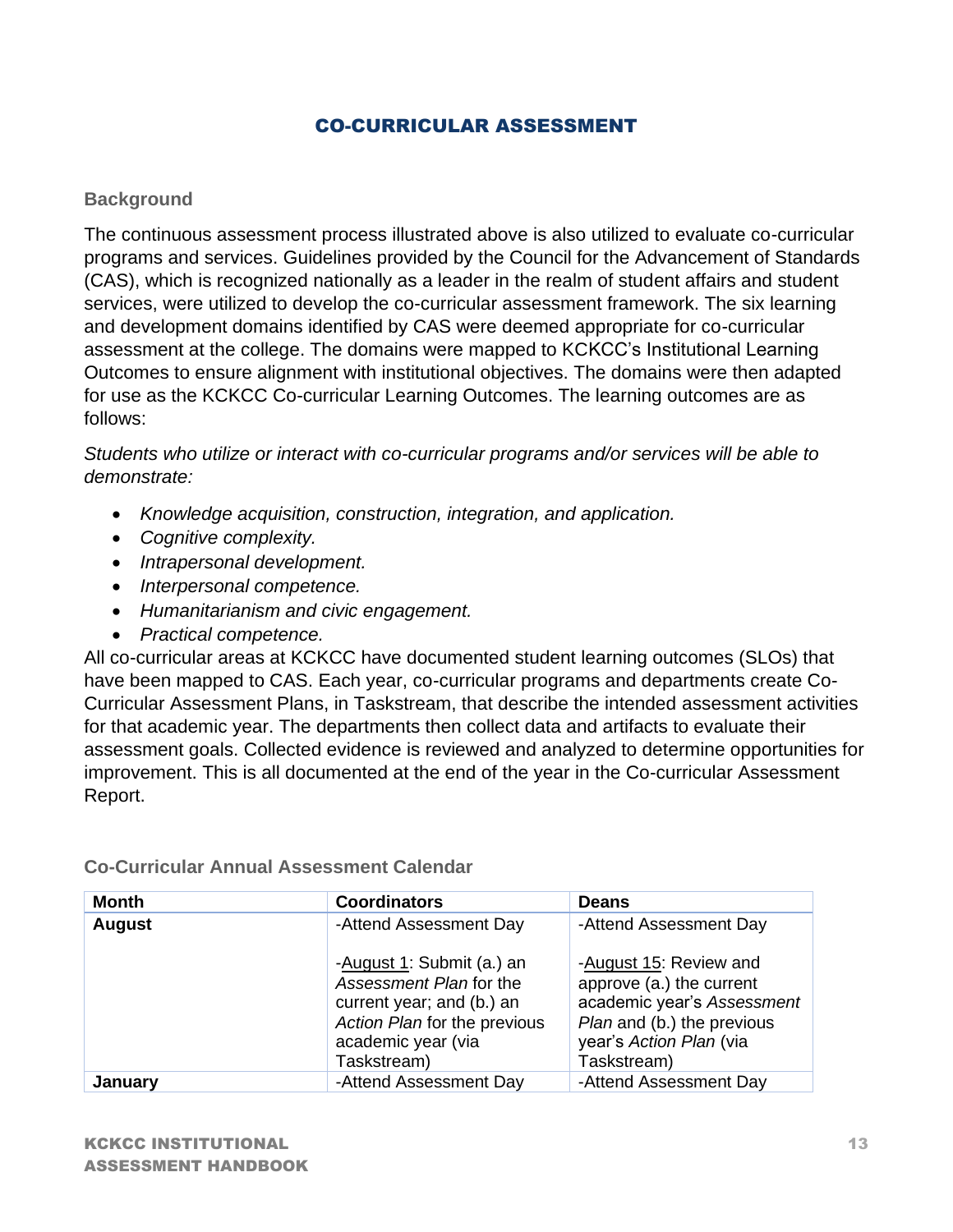## CO-CURRICULAR ASSESSMENT

### Background

The continuous assessment process illustrated above is also utilized to evaluate co-curricular programs and services. Guidelines provided by the Council for the Advancement of Standards (CAS), which is recognized nationally as a leader in the realm of student affairs and student services, were utilized to develop the co-curricular assessment framework. The six learning and development domains identified by CAS were deemed appropriate for co-curricular assessment at the college. The domains were mapped to KCKCC's Institutional Learning Outcomes to ensure alignment with institutional objectives. The domains were then adapted for use as the KCKCC Co-curricular Learning Outcomes. The learning outcomes are as follows:

*Students who utilize or interact with co-curricular programs and/or services will be able to demonstrate:*

- *Knowledge acquisition, construction, integration, and application.*
- *Cognitive complexity.*
- *Intrapersonal development.*
- *Interpersonal competence.*
- *Humanitarianism and civic engagement.*
- *Practical competence.*

All co-curricular areas at KCKCC have documented student learning outcomes (SLOs) that have been mapped to CAS. Each year, co-curricular programs and departments create Co-Curricular Assessment Plans, in Taskstream, that describe the intended assessment activities for that academic year. The departments then collect data and artifacts to evaluate their assessment goals. Collected evidence is reviewed and analyzed to determine opportunities for improvement. This is all documented at the end of the year in the Co-curricular Assessment Report.

### Co-Curricular Annual Assessment Calendar

| Month | Coordinators | Deans |
|---|---|---|
| **August** | -Attend Assessment Day<br><br>-August 1: Submit (a.) an *Assessment Plan* for the current year; and (b.) an *Action Plan* for the previous academic year (via Taskstream) | -Attend Assessment Day<br><br>-August 15: Review and approve (a.) the current academic year's *Assessment Plan* and (b.) the previous year's *Action Plan* (via Taskstream) |
| **January** | -Attend Assessment Day | -Attend Assessment Day |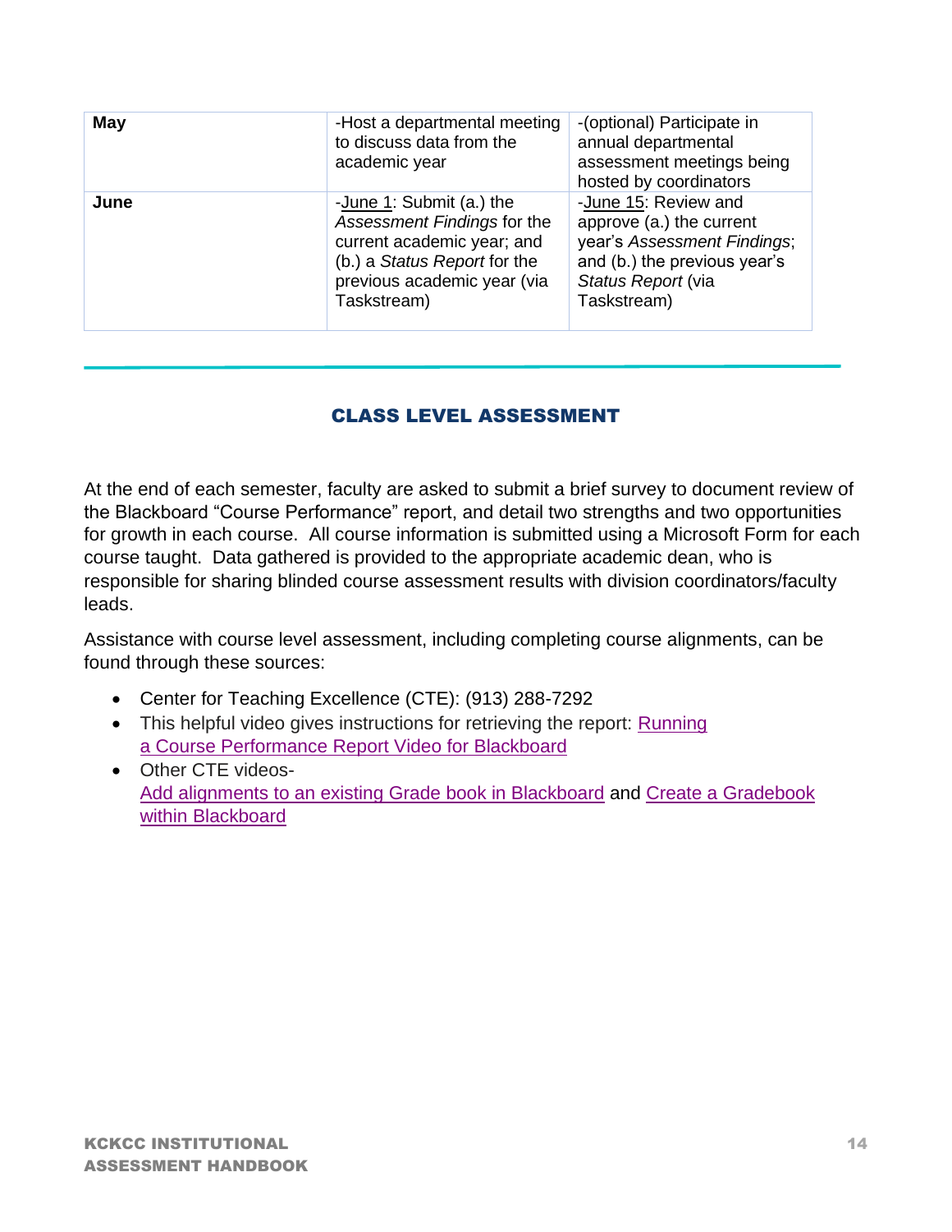| May | -Host a departmental meeting to discuss data from the academic year | -(optional) Participate in annual departmental assessment meetings being hosted by coordinators |
|---|---|---|
| June | -June 1: Submit (a.) the *Assessment Findings* for the current academic year; and (b.) a *Status Report* for the previous academic year (via Taskstream) | -June 15: Review and approve (a.) the current year's *Assessment Findings*; and (b.) the previous year's *Status Report* (via Taskstream) |

## CLASS LEVEL ASSESSMENT

At the end of each semester, faculty are asked to submit a brief survey to document review of the Blackboard "Course Performance" report, and detail two strengths and two opportunities for growth in each course. All course information is submitted using a Microsoft Form for each course taught. Data gathered is provided to the appropriate academic dean, who is responsible for sharing blinded course assessment results with division coordinators/faculty leads.

Assistance with course level assessment, including completing course alignments, can be found through these sources:

- Center for Teaching Excellence (CTE): (913) 288-7292
- This helpful video gives instructions for retrieving the report: Running a Course Performance Report Video for Blackboard
- Other CTE videos- Add alignments to an existing Grade book in Blackboard and Create a Gradebook within Blackboard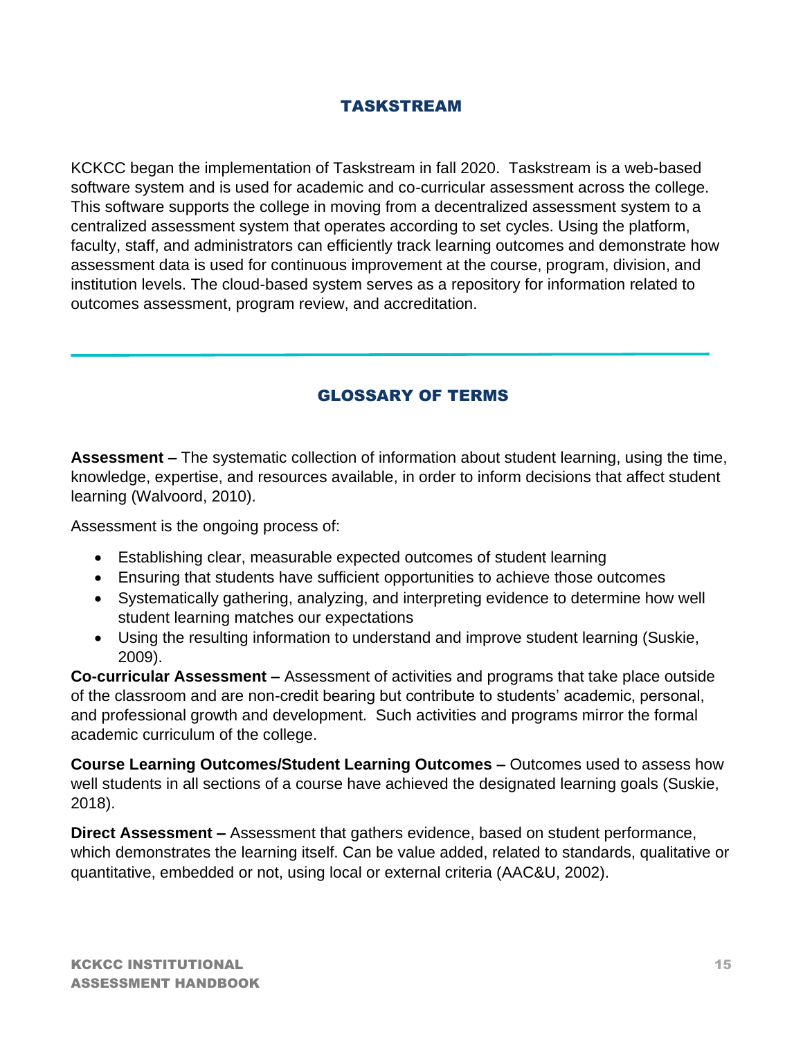## TASKSTREAM

KCKCC began the implementation of Taskstream in fall 2020. Taskstream is a web-based software system and is used for academic and co-curricular assessment across the college. This software supports the college in moving from a decentralized assessment system to a centralized assessment system that operates according to set cycles. Using the platform, faculty, staff, and administrators can efficiently track learning outcomes and demonstrate how assessment data is used for continuous improvement at the course, program, division, and institution levels. The cloud-based system serves as a repository for information related to outcomes assessment, program review, and accreditation.

---

## GLOSSARY OF TERMS

**Assessment –** The systematic collection of information about student learning, using the time, knowledge, expertise, and resources available, in order to inform decisions that affect student learning (Walvoord, 2010).

Assessment is the ongoing process of:

- Establishing clear, measurable expected outcomes of student learning
- Ensuring that students have sufficient opportunities to achieve those outcomes
- Systematically gathering, analyzing, and interpreting evidence to determine how well student learning matches our expectations
- Using the resulting information to understand and improve student learning (Suskie, 2009).

**Co-curricular Assessment –** Assessment of activities and programs that take place outside of the classroom and are non-credit bearing but contribute to students' academic, personal, and professional growth and development. Such activities and programs mirror the formal academic curriculum of the college.

**Course Learning Outcomes/Student Learning Outcomes –** Outcomes used to assess how well students in all sections of a course have achieved the designated learning goals (Suskie, 2018).

**Direct Assessment –** Assessment that gathers evidence, based on student performance, which demonstrates the learning itself. Can be value added, related to standards, qualitative or quantitative, embedded or not, using local or external criteria (AAC&U, 2002).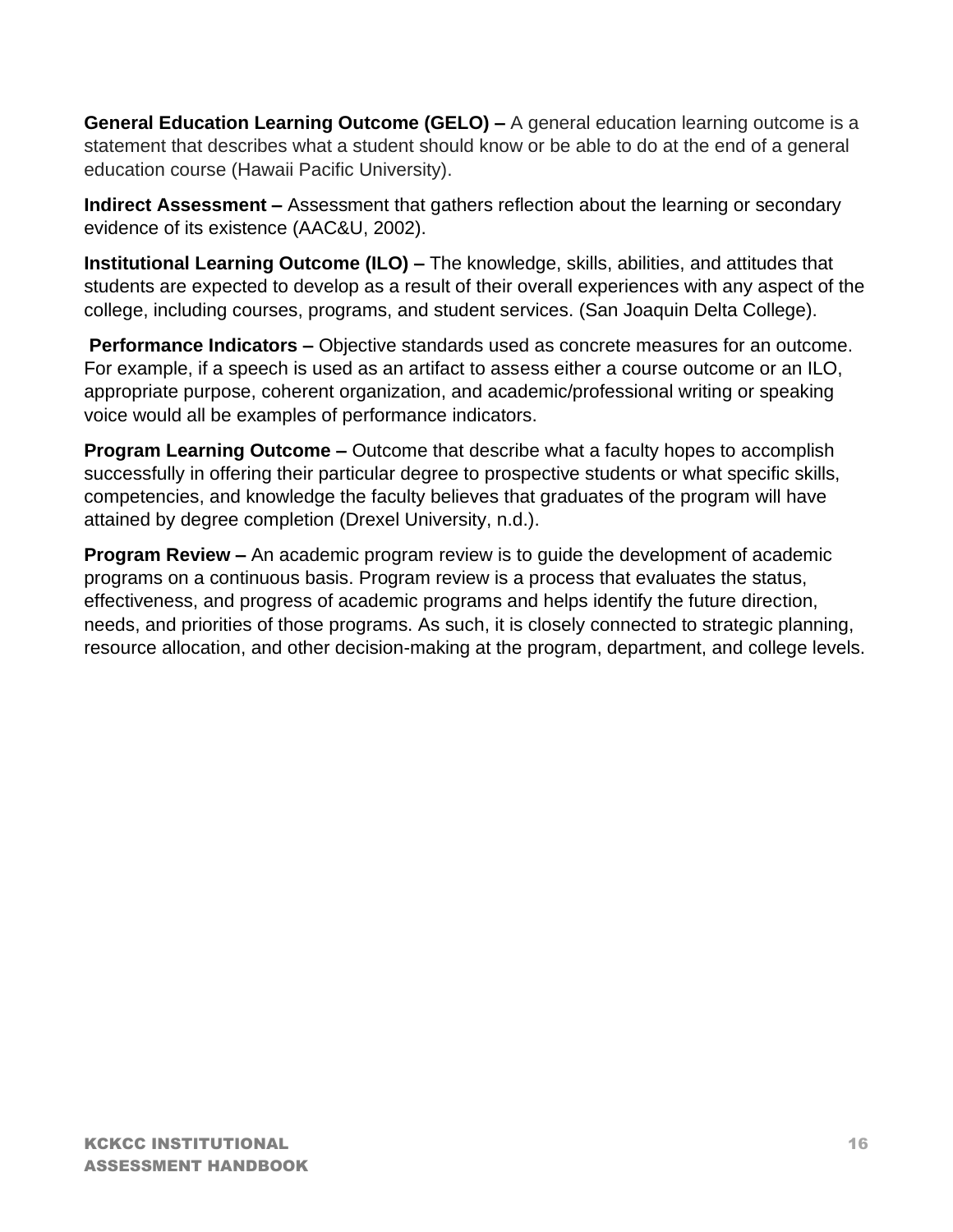**General Education Learning Outcome (GELO) –** A general education learning outcome is a statement that describes what a student should know or be able to do at the end of a general education course (Hawaii Pacific University).

**Indirect Assessment –** Assessment that gathers reflection about the learning or secondary evidence of its existence (AAC&U, 2002).

**Institutional Learning Outcome (ILO) –** The knowledge, skills, abilities, and attitudes that students are expected to develop as a result of their overall experiences with any aspect of the college, including courses, programs, and student services. (San Joaquin Delta College).

**Performance Indicators –** Objective standards used as concrete measures for an outcome. For example, if a speech is used as an artifact to assess either a course outcome or an ILO, appropriate purpose, coherent organization, and academic/professional writing or speaking voice would all be examples of performance indicators.

**Program Learning Outcome –** Outcome that describe what a faculty hopes to accomplish successfully in offering their particular degree to prospective students or what specific skills, competencies, and knowledge the faculty believes that graduates of the program will have attained by degree completion (Drexel University, n.d.).

**Program Review –** An academic program review is to guide the development of academic programs on a continuous basis. Program review is a process that evaluates the status, effectiveness, and progress of academic programs and helps identify the future direction, needs, and priorities of those programs. As such, it is closely connected to strategic planning, resource allocation, and other decision-making at the program, department, and college levels.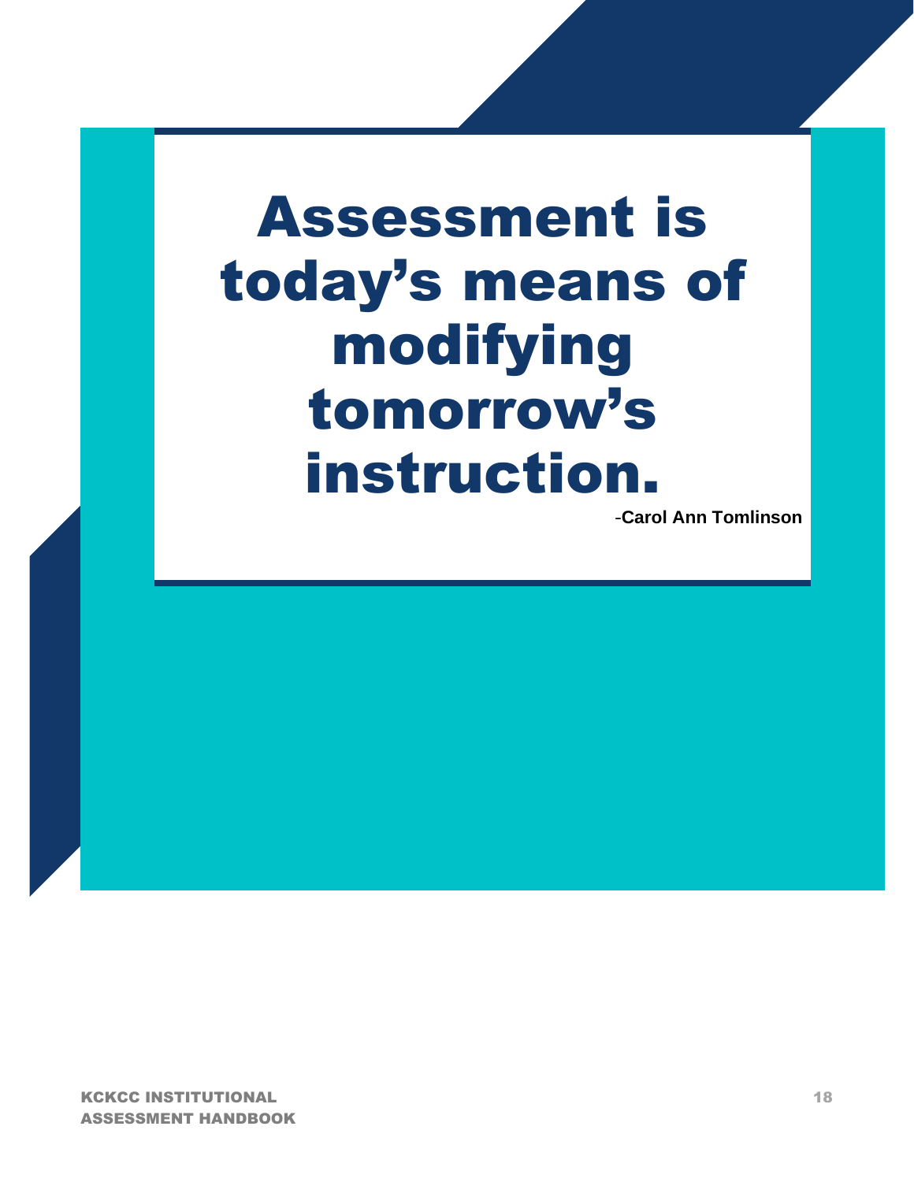# Assessment is today's means of modifying tomorrow's instruction.

-**Carol Ann Tomlinson**